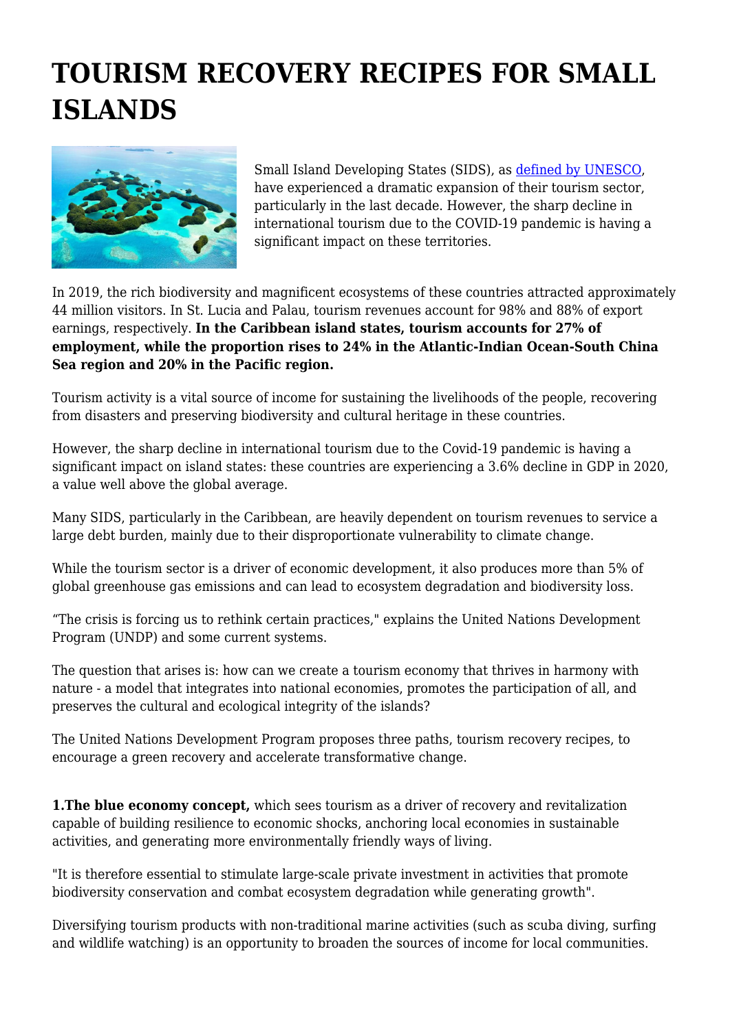# TOURISM RECOVERY RECIPES FOR SMALL ISLANDS

Small Island Developing States (SIDS), as [defined by UNESCO](), have experienced a dramatic expansion of their tourism sector, particularly in the last decade. However, the sharp decline in international tourism due to the COVID-19 pandemic is having a significant impact on these territories.

In 2019, the rich biodiversity and magnificent ecosystems of these countries attracted approximately 44 million visitors. In St. Lucia and Palau, tourism revenues account for 98% and 88% of export earnings, respectively. **In the Caribbean island states, tourism accounts for 27% of employment, while the proportion rises to 24% in the Atlantic-Indian Ocean-South China Sea region and 20% in the Pacific region.**

Tourism activity is a vital source of income for sustaining the livelihoods of the people, recovering from disasters and preserving biodiversity and cultural heritage in these countries.

However, the sharp decline in international tourism due to the Covid-19 pandemic is having a significant impact on island states: these countries are experiencing a 3.6% decline in GDP in 2020, a value well above the global average.

Many SIDS, particularly in the Caribbean, are heavily dependent on tourism revenues to service a large debt burden, mainly due to their disproportionate vulnerability to climate change.

While the tourism sector is a driver of economic development, it also produces more than 5% of global greenhouse gas emissions and can lead to ecosystem degradation and biodiversity loss.

"The crisis is forcing us to rethink certain practices," explains the United Nations Development Program (UNDP) and some current systems.

The question that arises is: how can we create a tourism economy that thrives in harmony with nature - a model that integrates into national economies, promotes the participation of all, and preserves the cultural and ecological integrity of the islands?

The United Nations Development Program proposes three paths, tourism recovery recipes, to encourage a green recovery and accelerate transformative change.

**1.The blue economy concept,** which sees tourism as a driver of recovery and revitalization capable of building resilience to economic shocks, anchoring local economies in sustainable activities, and generating more environmentally friendly ways of living.

"It is therefore essential to stimulate large-scale private investment in activities that promote biodiversity conservation and combat ecosystem degradation while generating growth".

Diversifying tourism products with non-traditional marine activities (such as scuba diving, surfing and wildlife watching) is an opportunity to broaden the sources of income for local communities.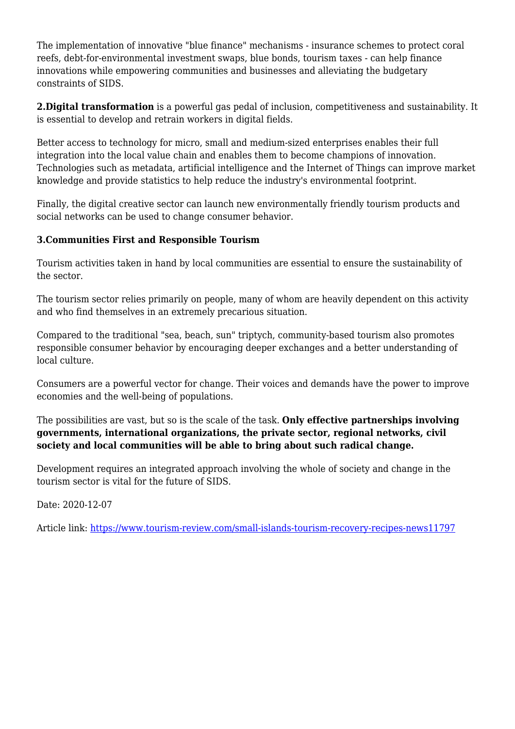The implementation of innovative "blue finance" mechanisms - insurance schemes to protect coral reefs, debt-for-environmental investment swaps, blue bonds, tourism taxes - can help finance innovations while empowering communities and businesses and alleviating the budgetary constraints of SIDS.

**2.Digital transformation** is a powerful gas pedal of inclusion, competitiveness and sustainability. It is essential to develop and retrain workers in digital fields.

Better access to technology for micro, small and medium-sized enterprises enables their full integration into the local value chain and enables them to become champions of innovation. Technologies such as metadata, artificial intelligence and the Internet of Things can improve market knowledge and provide statistics to help reduce the industry's environmental footprint.

Finally, the digital creative sector can launch new environmentally friendly tourism products and social networks can be used to change consumer behavior.

**3.Communities First and Responsible Tourism**

Tourism activities taken in hand by local communities are essential to ensure the sustainability of the sector.

The tourism sector relies primarily on people, many of whom are heavily dependent on this activity and who find themselves in an extremely precarious situation.

Compared to the traditional "sea, beach, sun" triptych, community-based tourism also promotes responsible consumer behavior by encouraging deeper exchanges and a better understanding of local culture.

Consumers are a powerful vector for change. Their voices and demands have the power to improve economies and the well-being of populations.

The possibilities are vast, but so is the scale of the task. **Only effective partnerships involving governments, international organizations, the private sector, regional networks, civil society and local communities will be able to bring about such radical change.**

Development requires an integrated approach involving the whole of society and change in the tourism sector is vital for the future of SIDS.

Date: 2020-12-07

Article link: [https://www.tourism-review.com/small-islands-tourism-recovery-recipes-news11797](https://www.tourism-review.com/small-islands-tourism-recovery-recipes-news11797)